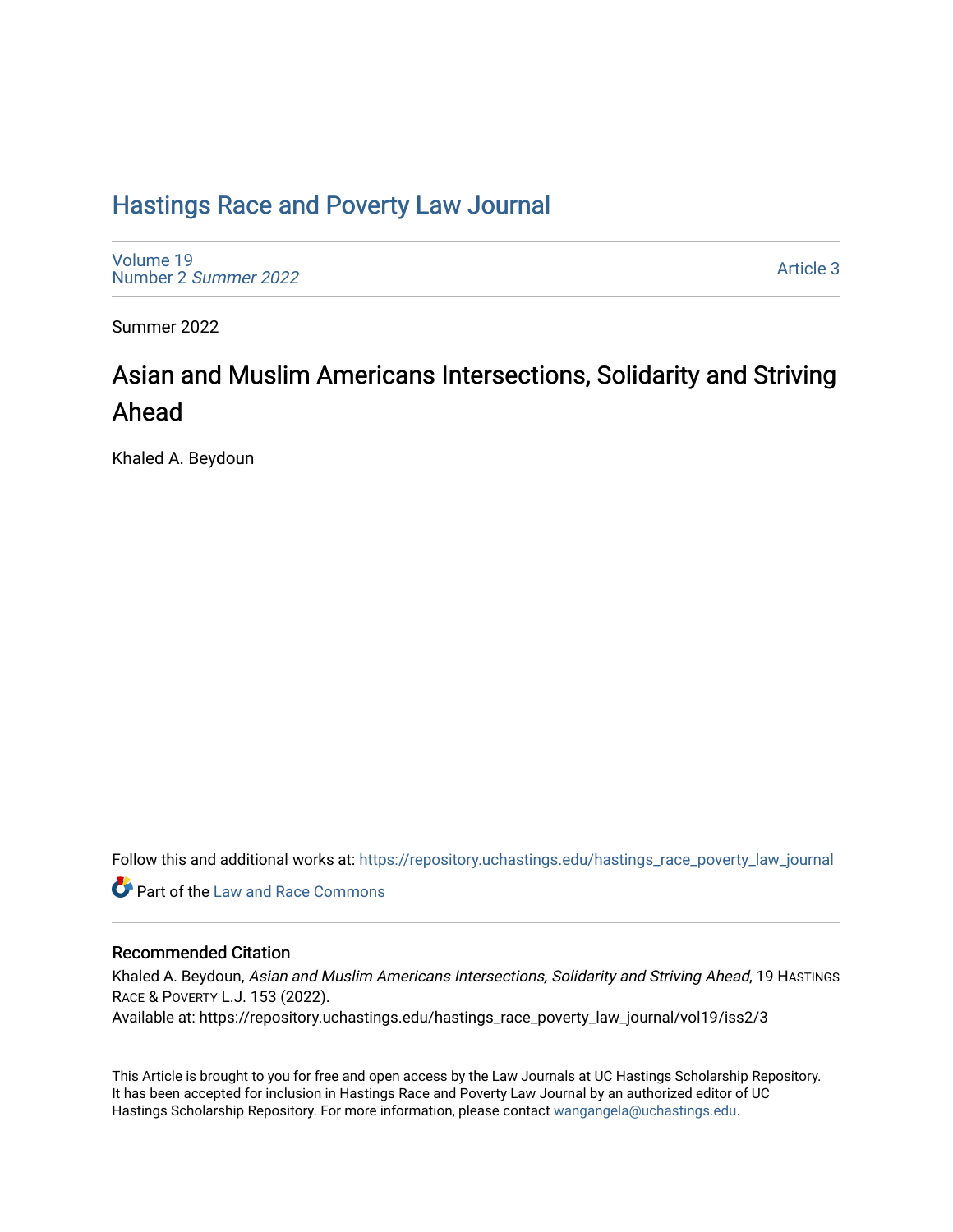# Hastings Race and Poverty Law Journal

Volume 19
Number 2 *Summer 2022*

Article 3

Summer 2022

## Asian and Muslim Americans Intersections, Solidarity and Striving Ahead

Khaled A. Beydoun

Follow this and additional works at: https://repository.uchastings.edu/hastings_race_poverty_law_journal

Part of the Law and Race Commons

### Recommended Citation

Khaled A. Beydoun, *Asian and Muslim Americans Intersections, Solidarity and Striving Ahead*, 19 Hastings Race & Poverty L.J. 153 (2022).
Available at: https://repository.uchastings.edu/hastings_race_poverty_law_journal/vol19/iss2/3

This Article is brought to you for free and open access by the Law Journals at UC Hastings Scholarship Repository. It has been accepted for inclusion in Hastings Race and Poverty Law Journal by an authorized editor of UC Hastings Scholarship Repository. For more information, please contact wangangela@uchastings.edu.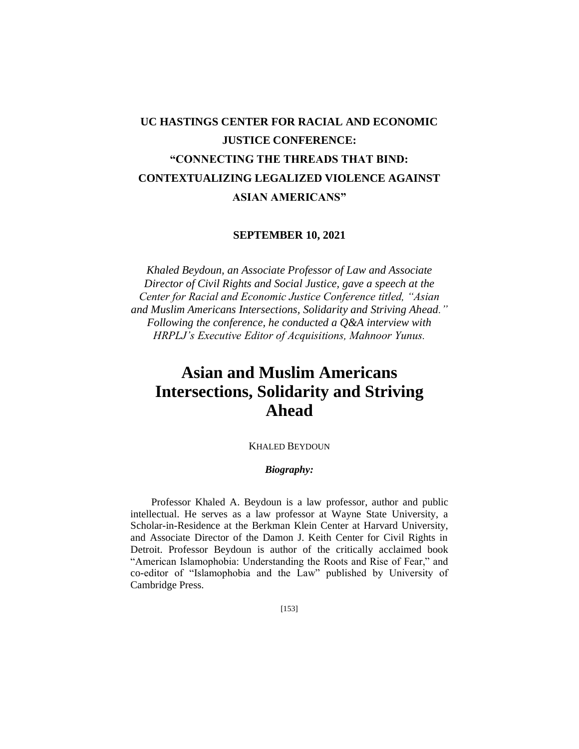# UC HASTINGS CENTER FOR RACIAL AND ECONOMIC JUSTICE CONFERENCE: "CONNECTING THE THREADS THAT BIND: CONTEXTUALIZING LEGALIZED VIOLENCE AGAINST ASIAN AMERICANS"

**SEPTEMBER 10, 2021**

*Khaled Beydoun, an Associate Professor of Law and Associate Director of Civil Rights and Social Justice, gave a speech at the Center for Racial and Economic Justice Conference titled, "Asian and Muslim Americans Intersections, Solidarity and Striving Ahead." Following the conference, he conducted a Q&A interview with HRPLJ's Executive Editor of Acquisitions, Mahnoor Yunus.*

# Asian and Muslim Americans Intersections, Solidarity and Striving Ahead

KHALED BEYDOUN

***Biography:***

Professor Khaled A. Beydoun is a law professor, author and public intellectual. He serves as a law professor at Wayne State University, a Scholar-in-Residence at the Berkman Klein Center at Harvard University, and Associate Director of the Damon J. Keith Center for Civil Rights in Detroit. Professor Beydoun is author of the critically acclaimed book "American Islamophobia: Understanding the Roots and Rise of Fear," and co-editor of "Islamophobia and the Law" published by University of Cambridge Press.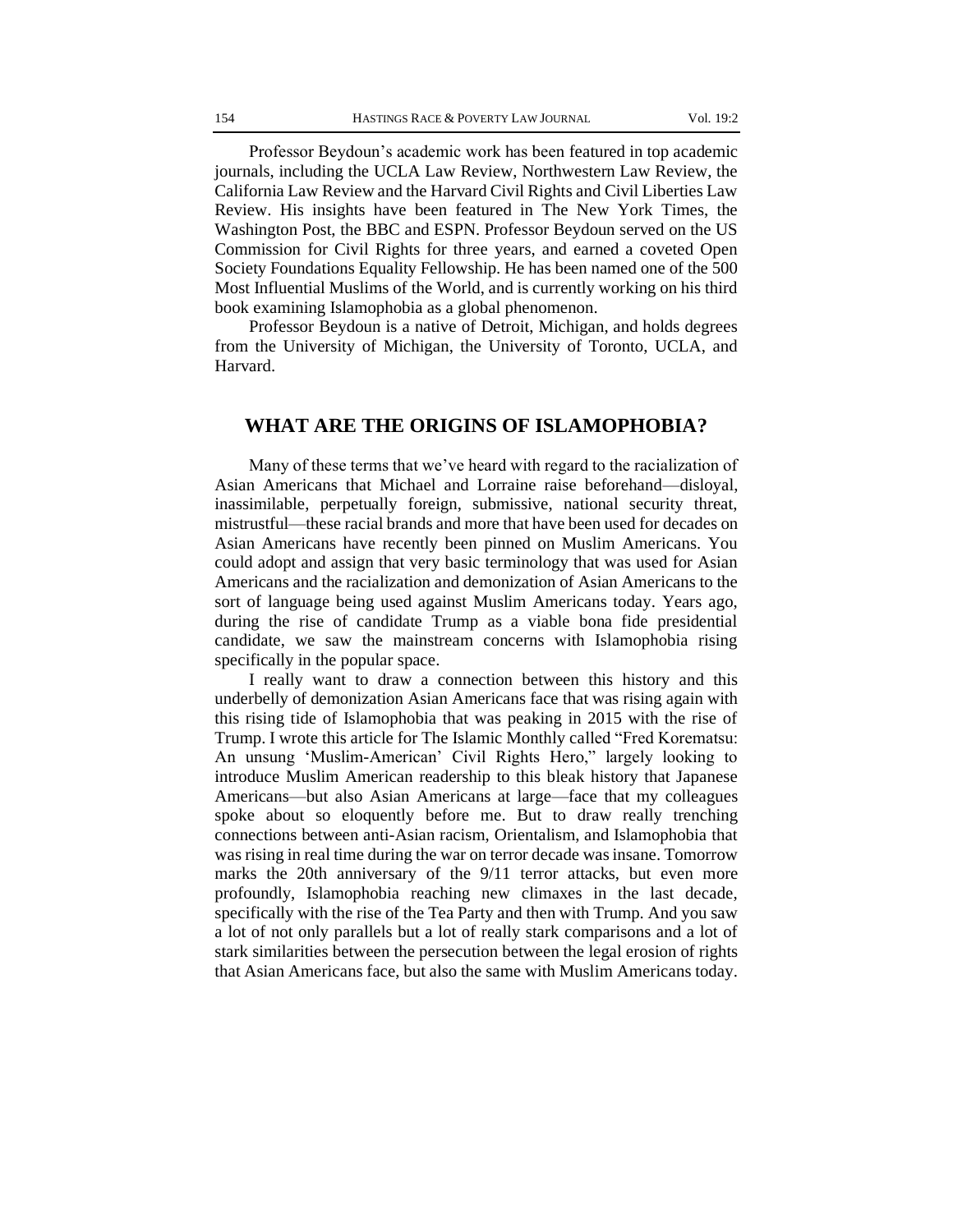Professor Beydoun's academic work has been featured in top academic journals, including the UCLA Law Review, Northwestern Law Review, the California Law Review and the Harvard Civil Rights and Civil Liberties Law Review. His insights have been featured in The New York Times, the Washington Post, the BBC and ESPN. Professor Beydoun served on the US Commission for Civil Rights for three years, and earned a coveted Open Society Foundations Equality Fellowship. He has been named one of the 500 Most Influential Muslims of the World, and is currently working on his third book examining Islamophobia as a global phenomenon.

Professor Beydoun is a native of Detroit, Michigan, and holds degrees from the University of Michigan, the University of Toronto, UCLA, and Harvard.

## WHAT ARE THE ORIGINS OF ISLAMOPHOBIA?

Many of these terms that we've heard with regard to the racialization of Asian Americans that Michael and Lorraine raise beforehand—disloyal, inassimilable, perpetually foreign, submissive, national security threat, mistrustful—these racial brands and more that have been used for decades on Asian Americans have recently been pinned on Muslim Americans. You could adopt and assign that very basic terminology that was used for Asian Americans and the racialization and demonization of Asian Americans to the sort of language being used against Muslim Americans today. Years ago, during the rise of candidate Trump as a viable bona fide presidential candidate, we saw the mainstream concerns with Islamophobia rising specifically in the popular space.

I really want to draw a connection between this history and this underbelly of demonization Asian Americans face that was rising again with this rising tide of Islamophobia that was peaking in 2015 with the rise of Trump. I wrote this article for The Islamic Monthly called "Fred Korematsu: An unsung 'Muslim-American' Civil Rights Hero," largely looking to introduce Muslim American readership to this bleak history that Japanese Americans—but also Asian Americans at large—face that my colleagues spoke about so eloquently before me. But to draw really trenching connections between anti-Asian racism, Orientalism, and Islamophobia that was rising in real time during the war on terror decade was insane. Tomorrow marks the 20th anniversary of the 9/11 terror attacks, but even more profoundly, Islamophobia reaching new climaxes in the last decade, specifically with the rise of the Tea Party and then with Trump. And you saw a lot of not only parallels but a lot of really stark comparisons and a lot of stark similarities between the persecution between the legal erosion of rights that Asian Americans face, but also the same with Muslim Americans today.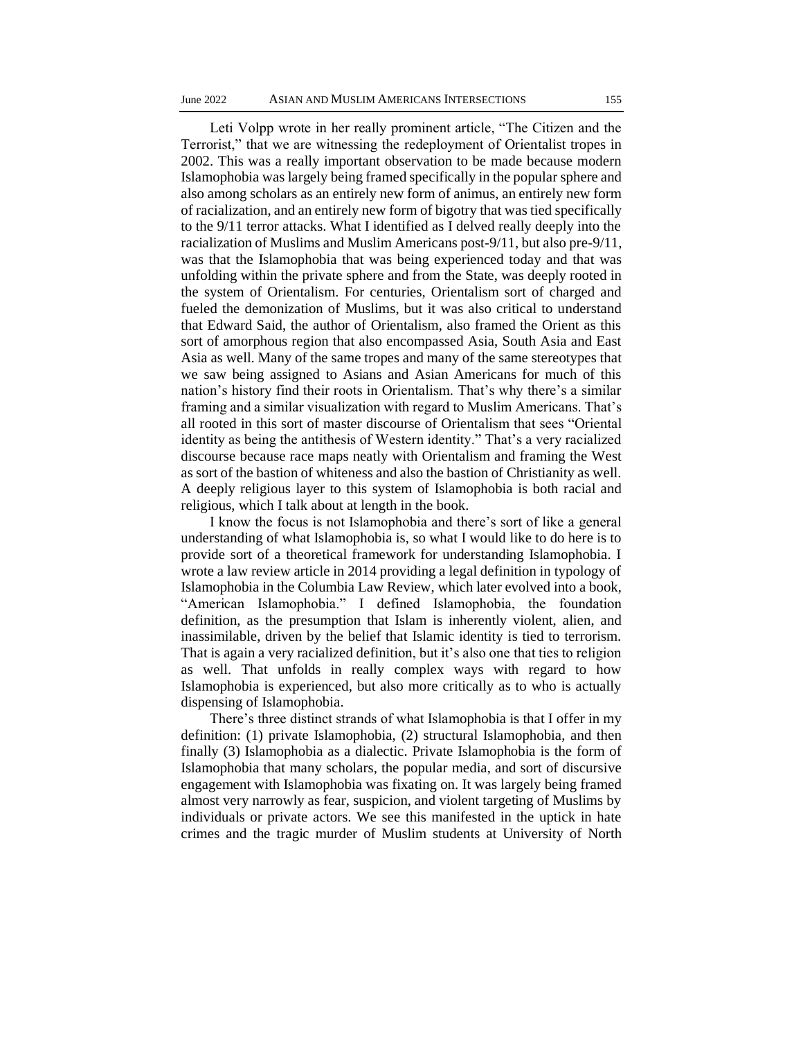Leti Volpp wrote in her really prominent article, "The Citizen and the Terrorist," that we are witnessing the redeployment of Orientalist tropes in 2002. This was a really important observation to be made because modern Islamophobia was largely being framed specifically in the popular sphere and also among scholars as an entirely new form of animus, an entirely new form of racialization, and an entirely new form of bigotry that was tied specifically to the 9/11 terror attacks. What I identified as I delved really deeply into the racialization of Muslims and Muslim Americans post-9/11, but also pre-9/11, was that the Islamophobia that was being experienced today and that was unfolding within the private sphere and from the State, was deeply rooted in the system of Orientalism. For centuries, Orientalism sort of charged and fueled the demonization of Muslims, but it was also critical to understand that Edward Said, the author of Orientalism, also framed the Orient as this sort of amorphous region that also encompassed Asia, South Asia and East Asia as well. Many of the same tropes and many of the same stereotypes that we saw being assigned to Asians and Asian Americans for much of this nation's history find their roots in Orientalism. That's why there's a similar framing and a similar visualization with regard to Muslim Americans. That's all rooted in this sort of master discourse of Orientalism that sees "Oriental identity as being the antithesis of Western identity." That's a very racialized discourse because race maps neatly with Orientalism and framing the West as sort of the bastion of whiteness and also the bastion of Christianity as well. A deeply religious layer to this system of Islamophobia is both racial and religious, which I talk about at length in the book.

I know the focus is not Islamophobia and there's sort of like a general understanding of what Islamophobia is, so what I would like to do here is to provide sort of a theoretical framework for understanding Islamophobia. I wrote a law review article in 2014 providing a legal definition in typology of Islamophobia in the Columbia Law Review, which later evolved into a book, "American Islamophobia." I defined Islamophobia, the foundation definition, as the presumption that Islam is inherently violent, alien, and inassimilable, driven by the belief that Islamic identity is tied to terrorism. That is again a very racialized definition, but it's also one that ties to religion as well. That unfolds in really complex ways with regard to how Islamophobia is experienced, but also more critically as to who is actually dispensing of Islamophobia.

There's three distinct strands of what Islamophobia is that I offer in my definition: (1) private Islamophobia, (2) structural Islamophobia, and then finally (3) Islamophobia as a dialectic. Private Islamophobia is the form of Islamophobia that many scholars, the popular media, and sort of discursive engagement with Islamophobia was fixating on. It was largely being framed almost very narrowly as fear, suspicion, and violent targeting of Muslims by individuals or private actors. We see this manifested in the uptick in hate crimes and the tragic murder of Muslim students at University of North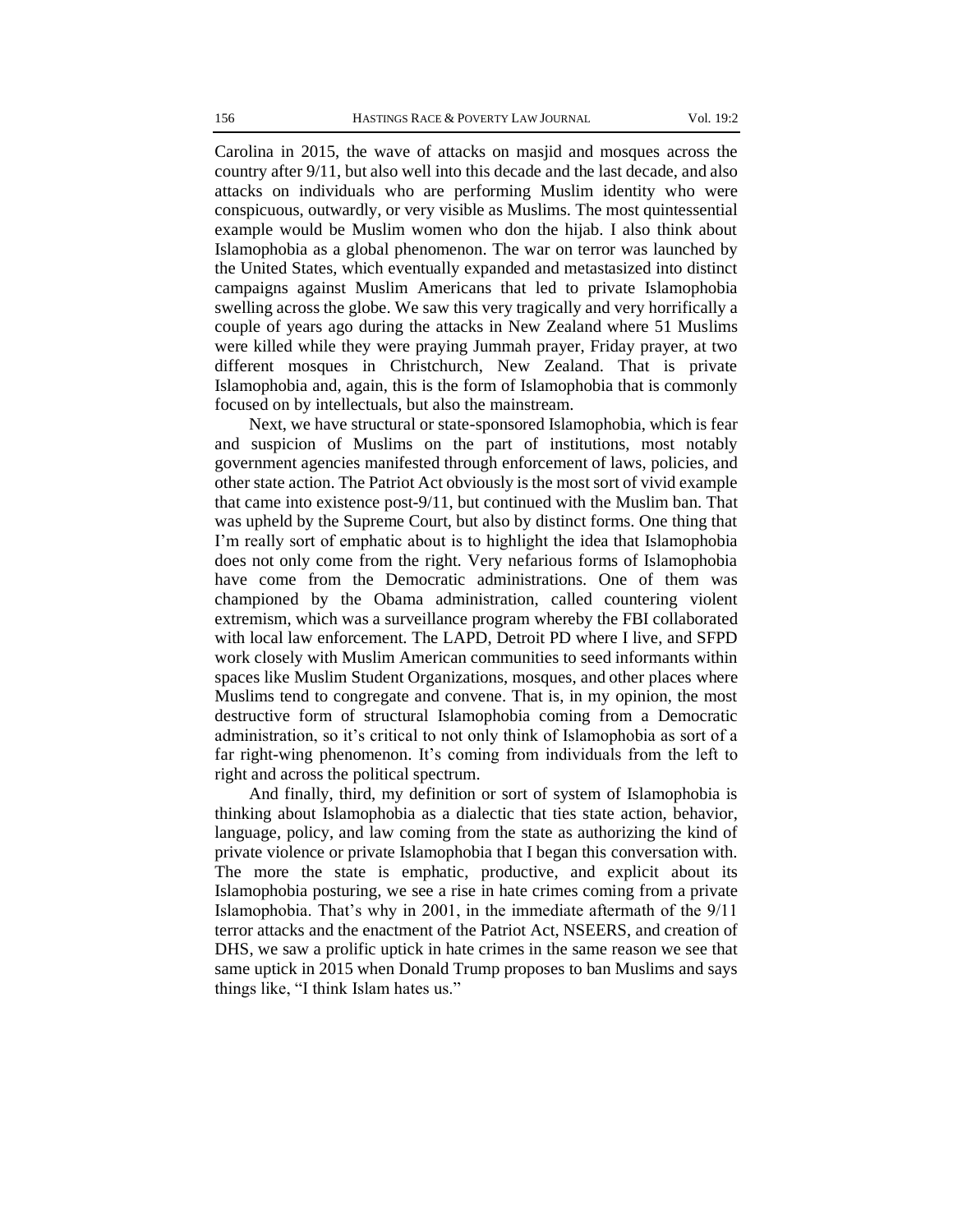Carolina in 2015, the wave of attacks on masjid and mosques across the country after 9/11, but also well into this decade and the last decade, and also attacks on individuals who are performing Muslim identity who were conspicuous, outwardly, or very visible as Muslims. The most quintessential example would be Muslim women who don the hijab. I also think about Islamophobia as a global phenomenon. The war on terror was launched by the United States, which eventually expanded and metastasized into distinct campaigns against Muslim Americans that led to private Islamophobia swelling across the globe. We saw this very tragically and very horrifically a couple of years ago during the attacks in New Zealand where 51 Muslims were killed while they were praying Jummah prayer, Friday prayer, at two different mosques in Christchurch, New Zealand. That is private Islamophobia and, again, this is the form of Islamophobia that is commonly focused on by intellectuals, but also the mainstream.

Next, we have structural or state-sponsored Islamophobia, which is fear and suspicion of Muslims on the part of institutions, most notably government agencies manifested through enforcement of laws, policies, and other state action. The Patriot Act obviously is the most sort of vivid example that came into existence post-9/11, but continued with the Muslim ban. That was upheld by the Supreme Court, but also by distinct forms. One thing that I'm really sort of emphatic about is to highlight the idea that Islamophobia does not only come from the right. Very nefarious forms of Islamophobia have come from the Democratic administrations. One of them was championed by the Obama administration, called countering violent extremism, which was a surveillance program whereby the FBI collaborated with local law enforcement. The LAPD, Detroit PD where I live, and SFPD work closely with Muslim American communities to seed informants within spaces like Muslim Student Organizations, mosques, and other places where Muslims tend to congregate and convene. That is, in my opinion, the most destructive form of structural Islamophobia coming from a Democratic administration, so it's critical to not only think of Islamophobia as sort of a far right-wing phenomenon. It's coming from individuals from the left to right and across the political spectrum.

And finally, third, my definition or sort of system of Islamophobia is thinking about Islamophobia as a dialectic that ties state action, behavior, language, policy, and law coming from the state as authorizing the kind of private violence or private Islamophobia that I began this conversation with. The more the state is emphatic, productive, and explicit about its Islamophobia posturing, we see a rise in hate crimes coming from a private Islamophobia. That's why in 2001, in the immediate aftermath of the 9/11 terror attacks and the enactment of the Patriot Act, NSEERS, and creation of DHS, we saw a prolific uptick in hate crimes in the same reason we see that same uptick in 2015 when Donald Trump proposes to ban Muslims and says things like, "I think Islam hates us."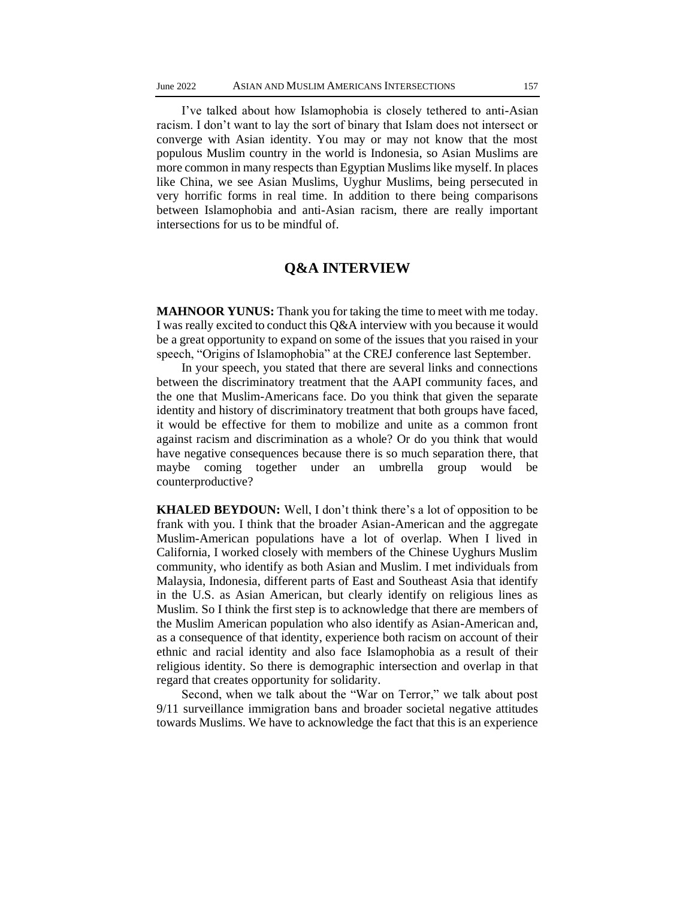I've talked about how Islamophobia is closely tethered to anti-Asian racism. I don't want to lay the sort of binary that Islam does not intersect or converge with Asian identity. You may or may not know that the most populous Muslim country in the world is Indonesia, so Asian Muslims are more common in many respects than Egyptian Muslims like myself. In places like China, we see Asian Muslims, Uyghur Muslims, being persecuted in very horrific forms in real time. In addition to there being comparisons between Islamophobia and anti-Asian racism, there are really important intersections for us to be mindful of.

## Q&A INTERVIEW

**MAHNOOR YUNUS:** Thank you for taking the time to meet with me today. I was really excited to conduct this Q&A interview with you because it would be a great opportunity to expand on some of the issues that you raised in your speech, "Origins of Islamophobia" at the CREJ conference last September.

In your speech, you stated that there are several links and connections between the discriminatory treatment that the AAPI community faces, and the one that Muslim-Americans face. Do you think that given the separate identity and history of discriminatory treatment that both groups have faced, it would be effective for them to mobilize and unite as a common front against racism and discrimination as a whole? Or do you think that would have negative consequences because there is so much separation there, that maybe coming together under an umbrella group would be counterproductive?

**KHALED BEYDOUN:** Well, I don't think there's a lot of opposition to be frank with you. I think that the broader Asian-American and the aggregate Muslim-American populations have a lot of overlap. When I lived in California, I worked closely with members of the Chinese Uyghurs Muslim community, who identify as both Asian and Muslim. I met individuals from Malaysia, Indonesia, different parts of East and Southeast Asia that identify in the U.S. as Asian American, but clearly identify on religious lines as Muslim. So I think the first step is to acknowledge that there are members of the Muslim American population who also identify as Asian-American and, as a consequence of that identity, experience both racism on account of their ethnic and racial identity and also face Islamophobia as a result of their religious identity. So there is demographic intersection and overlap in that regard that creates opportunity for solidarity.

Second, when we talk about the "War on Terror," we talk about post 9/11 surveillance immigration bans and broader societal negative attitudes towards Muslims. We have to acknowledge the fact that this is an experience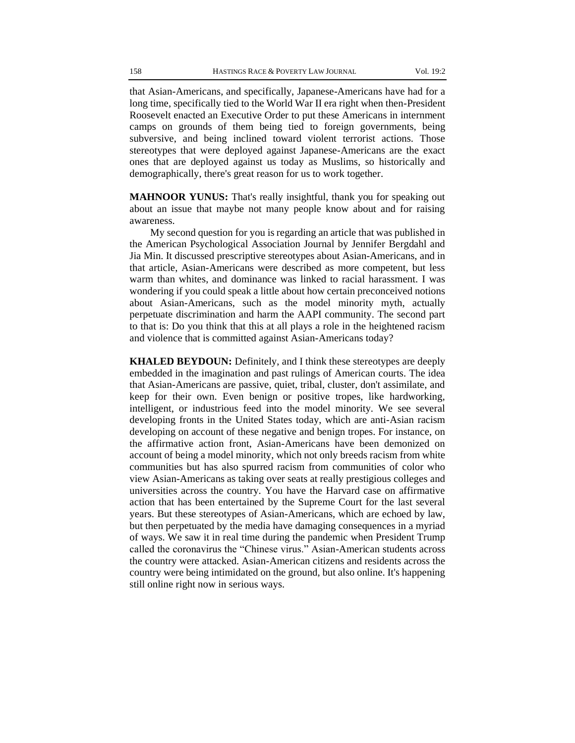that Asian-Americans, and specifically, Japanese-Americans have had for a long time, specifically tied to the World War II era right when then-President Roosevelt enacted an Executive Order to put these Americans in internment camps on grounds of them being tied to foreign governments, being subversive, and being inclined toward violent terrorist actions. Those stereotypes that were deployed against Japanese-Americans are the exact ones that are deployed against us today as Muslims, so historically and demographically, there's great reason for us to work together.

**MAHNOOR YUNUS:** That's really insightful, thank you for speaking out about an issue that maybe not many people know about and for raising awareness.

My second question for you is regarding an article that was published in the American Psychological Association Journal by Jennifer Bergdahl and Jia Min. It discussed prescriptive stereotypes about Asian-Americans, and in that article, Asian-Americans were described as more competent, but less warm than whites, and dominance was linked to racial harassment. I was wondering if you could speak a little about how certain preconceived notions about Asian-Americans, such as the model minority myth, actually perpetuate discrimination and harm the AAPI community. The second part to that is: Do you think that this at all plays a role in the heightened racism and violence that is committed against Asian-Americans today?

**KHALED BEYDOUN:** Definitely, and I think these stereotypes are deeply embedded in the imagination and past rulings of American courts. The idea that Asian-Americans are passive, quiet, tribal, cluster, don't assimilate, and keep for their own. Even benign or positive tropes, like hardworking, intelligent, or industrious feed into the model minority. We see several developing fronts in the United States today, which are anti-Asian racism developing on account of these negative and benign tropes. For instance, on the affirmative action front, Asian-Americans have been demonized on account of being a model minority, which not only breeds racism from white communities but has also spurred racism from communities of color who view Asian-Americans as taking over seats at really prestigious colleges and universities across the country. You have the Harvard case on affirmative action that has been entertained by the Supreme Court for the last several years. But these stereotypes of Asian-Americans, which are echoed by law, but then perpetuated by the media have damaging consequences in a myriad of ways. We saw it in real time during the pandemic when President Trump called the coronavirus the "Chinese virus." Asian-American students across the country were attacked. Asian-American citizens and residents across the country were being intimidated on the ground, but also online. It's happening still online right now in serious ways.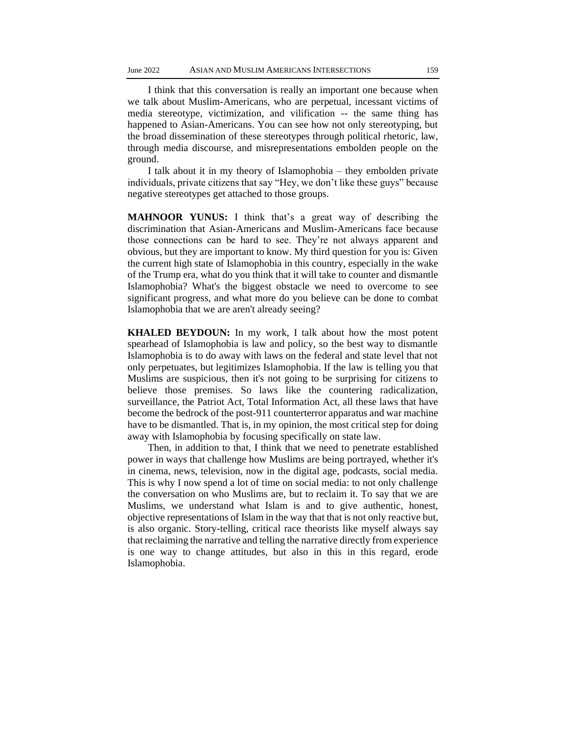I think that this conversation is really an important one because when we talk about Muslim-Americans, who are perpetual, incessant victims of media stereotype, victimization, and vilification -- the same thing has happened to Asian-Americans. You can see how not only stereotyping, but the broad dissemination of these stereotypes through political rhetoric, law, through media discourse, and misrepresentations embolden people on the ground.

I talk about it in my theory of Islamophobia – they embolden private individuals, private citizens that say "Hey, we don't like these guys" because negative stereotypes get attached to those groups.

**MAHNOOR YUNUS:** I think that's a great way of describing the discrimination that Asian-Americans and Muslim-Americans face because those connections can be hard to see. They're not always apparent and obvious, but they are important to know. My third question for you is: Given the current high state of Islamophobia in this country, especially in the wake of the Trump era, what do you think that it will take to counter and dismantle Islamophobia? What's the biggest obstacle we need to overcome to see significant progress, and what more do you believe can be done to combat Islamophobia that we are aren't already seeing?

**KHALED BEYDOUN:** In my work, I talk about how the most potent spearhead of Islamophobia is law and policy, so the best way to dismantle Islamophobia is to do away with laws on the federal and state level that not only perpetuates, but legitimizes Islamophobia. If the law is telling you that Muslims are suspicious, then it's not going to be surprising for citizens to believe those premises. So laws like the countering radicalization, surveillance, the Patriot Act, Total Information Act, all these laws that have become the bedrock of the post-911 counterterror apparatus and war machine have to be dismantled. That is, in my opinion, the most critical step for doing away with Islamophobia by focusing specifically on state law.

Then, in addition to that, I think that we need to penetrate established power in ways that challenge how Muslims are being portrayed, whether it's in cinema, news, television, now in the digital age, podcasts, social media. This is why I now spend a lot of time on social media: to not only challenge the conversation on who Muslims are, but to reclaim it. To say that we are Muslims, we understand what Islam is and to give authentic, honest, objective representations of Islam in the way that that is not only reactive but, is also organic. Story-telling, critical race theorists like myself always say that reclaiming the narrative and telling the narrative directly from experience is one way to change attitudes, but also in this in this regard, erode Islamophobia.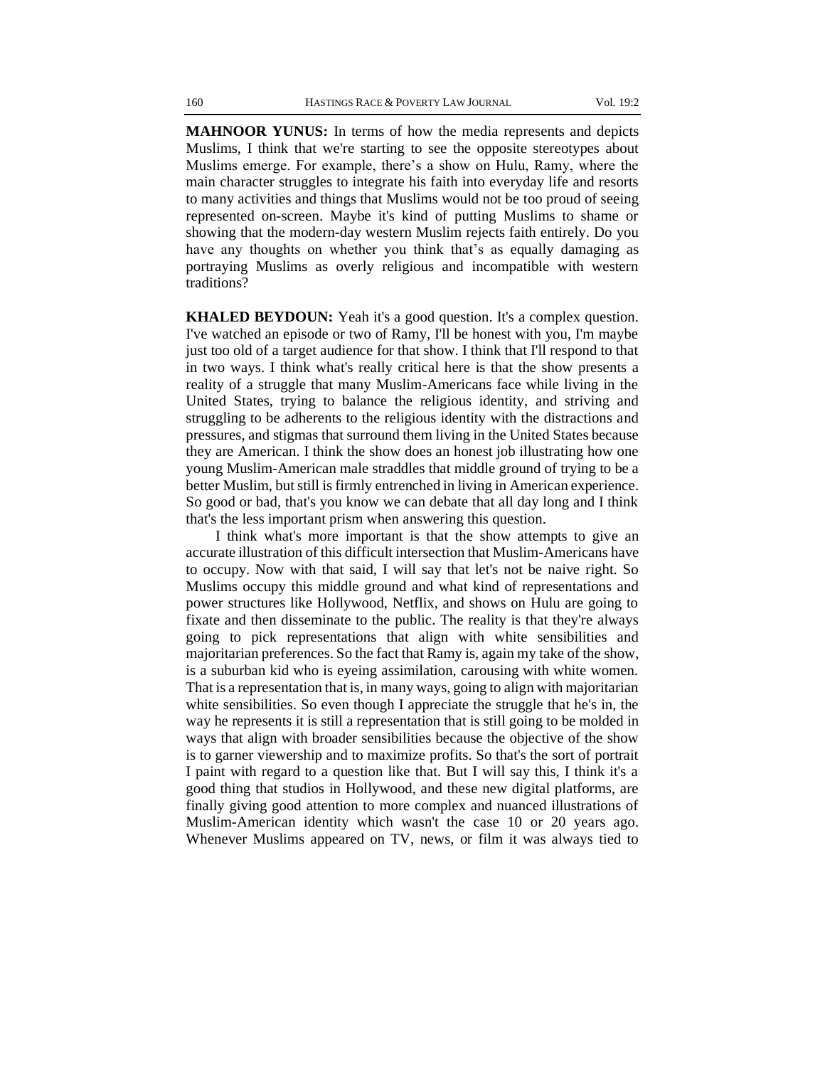**MAHNOOR YUNUS:** In terms of how the media represents and depicts Muslims, I think that we're starting to see the opposite stereotypes about Muslims emerge. For example, there's a show on Hulu, Ramy, where the main character struggles to integrate his faith into everyday life and resorts to many activities and things that Muslims would not be too proud of seeing represented on-screen. Maybe it's kind of putting Muslims to shame or showing that the modern-day western Muslim rejects faith entirely. Do you have any thoughts on whether you think that's as equally damaging as portraying Muslims as overly religious and incompatible with western traditions?

**KHALED BEYDOUN:** Yeah it's a good question. It's a complex question. I've watched an episode or two of Ramy, I'll be honest with you, I'm maybe just too old of a target audience for that show. I think that I'll respond to that in two ways. I think what's really critical here is that the show presents a reality of a struggle that many Muslim-Americans face while living in the United States, trying to balance the religious identity, and striving and struggling to be adherents to the religious identity with the distractions and pressures, and stigmas that surround them living in the United States because they are American. I think the show does an honest job illustrating how one young Muslim-American male straddles that middle ground of trying to be a better Muslim, but still is firmly entrenched in living in American experience. So good or bad, that's you know we can debate that all day long and I think that's the less important prism when answering this question.

I think what's more important is that the show attempts to give an accurate illustration of this difficult intersection that Muslim-Americans have to occupy. Now with that said, I will say that let's not be naive right. So Muslims occupy this middle ground and what kind of representations and power structures like Hollywood, Netflix, and shows on Hulu are going to fixate and then disseminate to the public. The reality is that they're always going to pick representations that align with white sensibilities and majoritarian preferences. So the fact that Ramy is, again my take of the show, is a suburban kid who is eyeing assimilation, carousing with white women. That is a representation that is, in many ways, going to align with majoritarian white sensibilities. So even though I appreciate the struggle that he's in, the way he represents it is still a representation that is still going to be molded in ways that align with broader sensibilities because the objective of the show is to garner viewership and to maximize profits. So that's the sort of portrait I paint with regard to a question like that. But I will say this, I think it's a good thing that studios in Hollywood, and these new digital platforms, are finally giving good attention to more complex and nuanced illustrations of Muslim-American identity which wasn't the case 10 or 20 years ago. Whenever Muslims appeared on TV, news, or film it was always tied to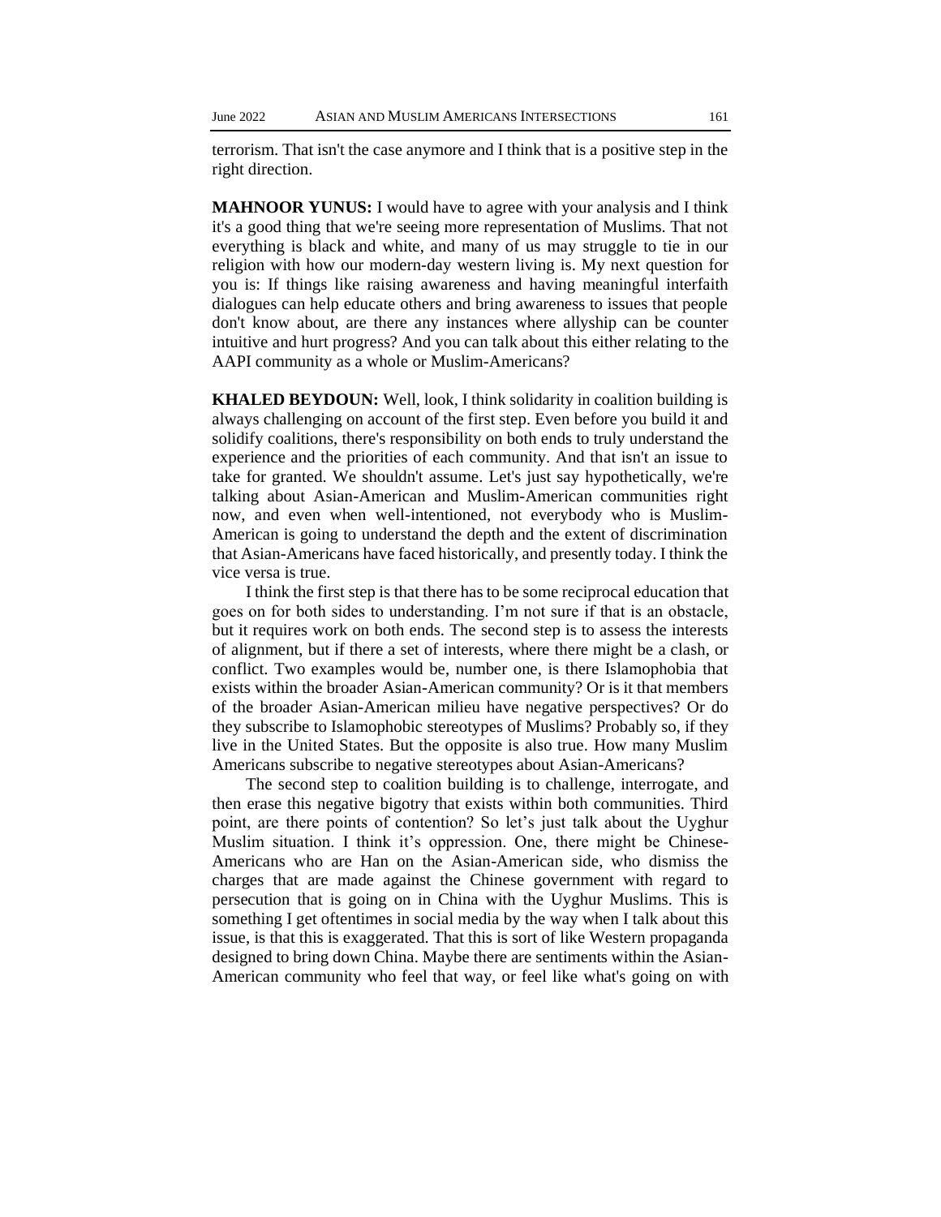terrorism. That isn't the case anymore and I think that is a positive step in the right direction.

**MAHNOOR YUNUS:** I would have to agree with your analysis and I think it's a good thing that we're seeing more representation of Muslims. That not everything is black and white, and many of us may struggle to tie in our religion with how our modern-day western living is. My next question for you is: If things like raising awareness and having meaningful interfaith dialogues can help educate others and bring awareness to issues that people don't know about, are there any instances where allyship can be counter intuitive and hurt progress? And you can talk about this either relating to the AAPI community as a whole or Muslim-Americans?

**KHALED BEYDOUN:** Well, look, I think solidarity in coalition building is always challenging on account of the first step. Even before you build it and solidify coalitions, there's responsibility on both ends to truly understand the experience and the priorities of each community. And that isn't an issue to take for granted. We shouldn't assume. Let's just say hypothetically, we're talking about Asian-American and Muslim-American communities right now, and even when well-intentioned, not everybody who is Muslim-American is going to understand the depth and the extent of discrimination that Asian-Americans have faced historically, and presently today. I think the vice versa is true.

I think the first step is that there has to be some reciprocal education that goes on for both sides to understanding. I'm not sure if that is an obstacle, but it requires work on both ends. The second step is to assess the interests of alignment, but if there a set of interests, where there might be a clash, or conflict. Two examples would be, number one, is there Islamophobia that exists within the broader Asian-American community? Or is it that members of the broader Asian-American milieu have negative perspectives? Or do they subscribe to Islamophobic stereotypes of Muslims? Probably so, if they live in the United States. But the opposite is also true. How many Muslim Americans subscribe to negative stereotypes about Asian-Americans?

The second step to coalition building is to challenge, interrogate, and then erase this negative bigotry that exists within both communities. Third point, are there points of contention? So let's just talk about the Uyghur Muslim situation. I think it's oppression. One, there might be Chinese-Americans who are Han on the Asian-American side, who dismiss the charges that are made against the Chinese government with regard to persecution that is going on in China with the Uyghur Muslims. This is something I get oftentimes in social media by the way when I talk about this issue, is that this is exaggerated. That this is sort of like Western propaganda designed to bring down China. Maybe there are sentiments within the Asian-American community who feel that way, or feel like what's going on with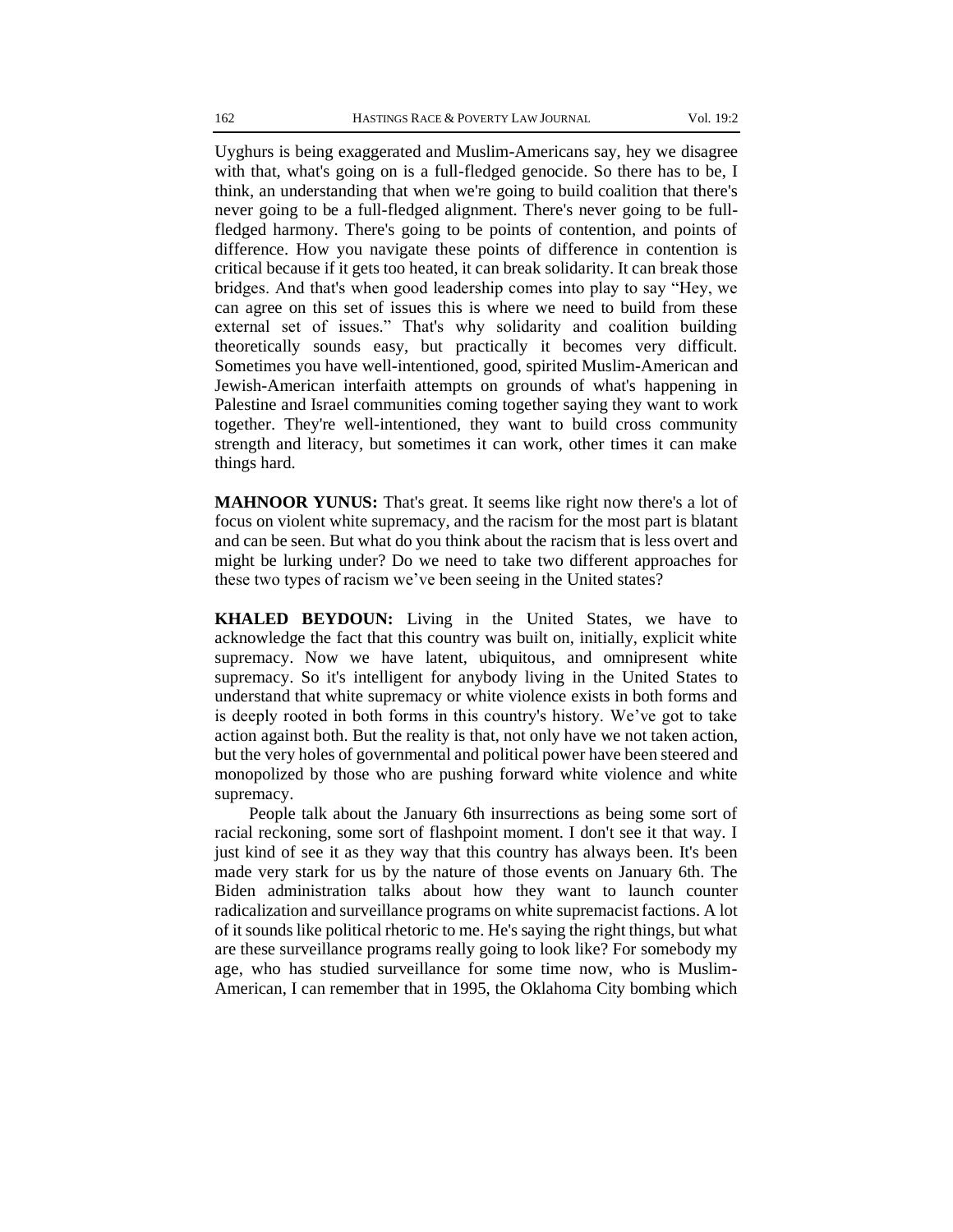Uyghurs is being exaggerated and Muslim-Americans say, hey we disagree with that, what's going on is a full-fledged genocide. So there has to be, I think, an understanding that when we're going to build coalition that there's never going to be a full-fledged alignment. There's never going to be full-fledged harmony. There's going to be points of contention, and points of difference. How you navigate these points of difference in contention is critical because if it gets too heated, it can break solidarity. It can break those bridges. And that's when good leadership comes into play to say "Hey, we can agree on this set of issues this is where we need to build from these external set of issues." That's why solidarity and coalition building theoretically sounds easy, but practically it becomes very difficult. Sometimes you have well-intentioned, good, spirited Muslim-American and Jewish-American interfaith attempts on grounds of what's happening in Palestine and Israel communities coming together saying they want to work together. They're well-intentioned, they want to build cross community strength and literacy, but sometimes it can work, other times it can make things hard.

**MAHNOOR YUNUS:** That's great. It seems like right now there's a lot of focus on violent white supremacy, and the racism for the most part is blatant and can be seen. But what do you think about the racism that is less overt and might be lurking under? Do we need to take two different approaches for these two types of racism we've been seeing in the United states?

**KHALED BEYDOUN:** Living in the United States, we have to acknowledge the fact that this country was built on, initially, explicit white supremacy. Now we have latent, ubiquitous, and omnipresent white supremacy. So it's intelligent for anybody living in the United States to understand that white supremacy or white violence exists in both forms and is deeply rooted in both forms in this country's history. We've got to take action against both. But the reality is that, not only have we not taken action, but the very holes of governmental and political power have been steered and monopolized by those who are pushing forward white violence and white supremacy.

People talk about the January 6th insurrections as being some sort of racial reckoning, some sort of flashpoint moment. I don't see it that way. I just kind of see it as they way that this country has always been. It's been made very stark for us by the nature of those events on January 6th. The Biden administration talks about how they want to launch counter radicalization and surveillance programs on white supremacist factions. A lot of it sounds like political rhetoric to me. He's saying the right things, but what are these surveillance programs really going to look like? For somebody my age, who has studied surveillance for some time now, who is Muslim-American, I can remember that in 1995, the Oklahoma City bombing which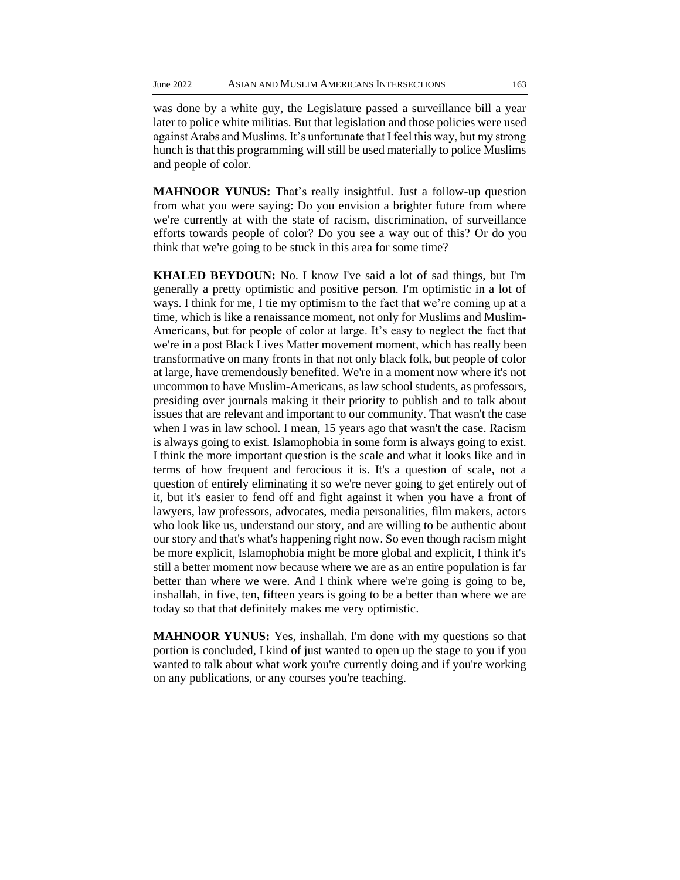was done by a white guy, the Legislature passed a surveillance bill a year later to police white militias. But that legislation and those policies were used against Arabs and Muslims. It's unfortunate that I feel this way, but my strong hunch is that this programming will still be used materially to police Muslims and people of color.

**MAHNOOR YUNUS:** That's really insightful. Just a follow-up question from what you were saying: Do you envision a brighter future from where we're currently at with the state of racism, discrimination, of surveillance efforts towards people of color? Do you see a way out of this? Or do you think that we're going to be stuck in this area for some time?

**KHALED BEYDOUN:** No. I know I've said a lot of sad things, but I'm generally a pretty optimistic and positive person. I'm optimistic in a lot of ways. I think for me, I tie my optimism to the fact that we're coming up at a time, which is like a renaissance moment, not only for Muslims and Muslim-Americans, but for people of color at large. It's easy to neglect the fact that we're in a post Black Lives Matter movement moment, which has really been transformative on many fronts in that not only black folk, but people of color at large, have tremendously benefited. We're in a moment now where it's not uncommon to have Muslim-Americans, as law school students, as professors, presiding over journals making it their priority to publish and to talk about issues that are relevant and important to our community. That wasn't the case when I was in law school. I mean, 15 years ago that wasn't the case. Racism is always going to exist. Islamophobia in some form is always going to exist. I think the more important question is the scale and what it looks like and in terms of how frequent and ferocious it is. It's a question of scale, not a question of entirely eliminating it so we're never going to get entirely out of it, but it's easier to fend off and fight against it when you have a front of lawyers, law professors, advocates, media personalities, film makers, actors who look like us, understand our story, and are willing to be authentic about our story and that's what's happening right now. So even though racism might be more explicit, Islamophobia might be more global and explicit, I think it's still a better moment now because where we are as an entire population is far better than where we were. And I think where we're going is going to be, inshallah, in five, ten, fifteen years is going to be a better than where we are today so that that definitely makes me very optimistic.

**MAHNOOR YUNUS:** Yes, inshallah. I'm done with my questions so that portion is concluded, I kind of just wanted to open up the stage to you if you wanted to talk about what work you're currently doing and if you're working on any publications, or any courses you're teaching.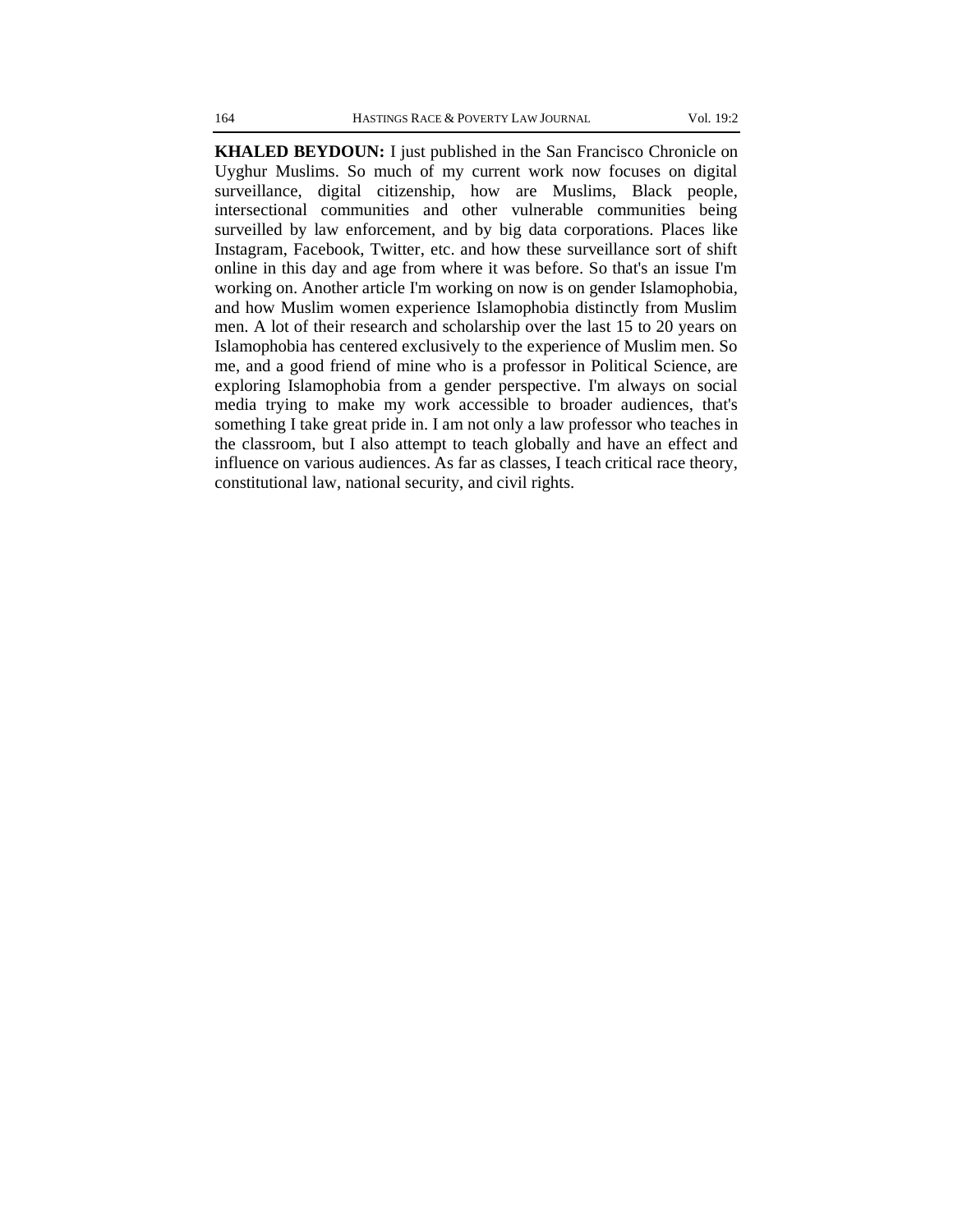**KHALED BEYDOUN:** I just published in the San Francisco Chronicle on Uyghur Muslims. So much of my current work now focuses on digital surveillance, digital citizenship, how are Muslims, Black people, intersectional communities and other vulnerable communities being surveilled by law enforcement, and by big data corporations. Places like Instagram, Facebook, Twitter, etc. and how these surveillance sort of shift online in this day and age from where it was before. So that's an issue I'm working on. Another article I'm working on now is on gender Islamophobia, and how Muslim women experience Islamophobia distinctly from Muslim men. A lot of their research and scholarship over the last 15 to 20 years on Islamophobia has centered exclusively to the experience of Muslim men. So me, and a good friend of mine who is a professor in Political Science, are exploring Islamophobia from a gender perspective. I'm always on social media trying to make my work accessible to broader audiences, that's something I take great pride in. I am not only a law professor who teaches in the classroom, but I also attempt to teach globally and have an effect and influence on various audiences. As far as classes, I teach critical race theory, constitutional law, national security, and civil rights.